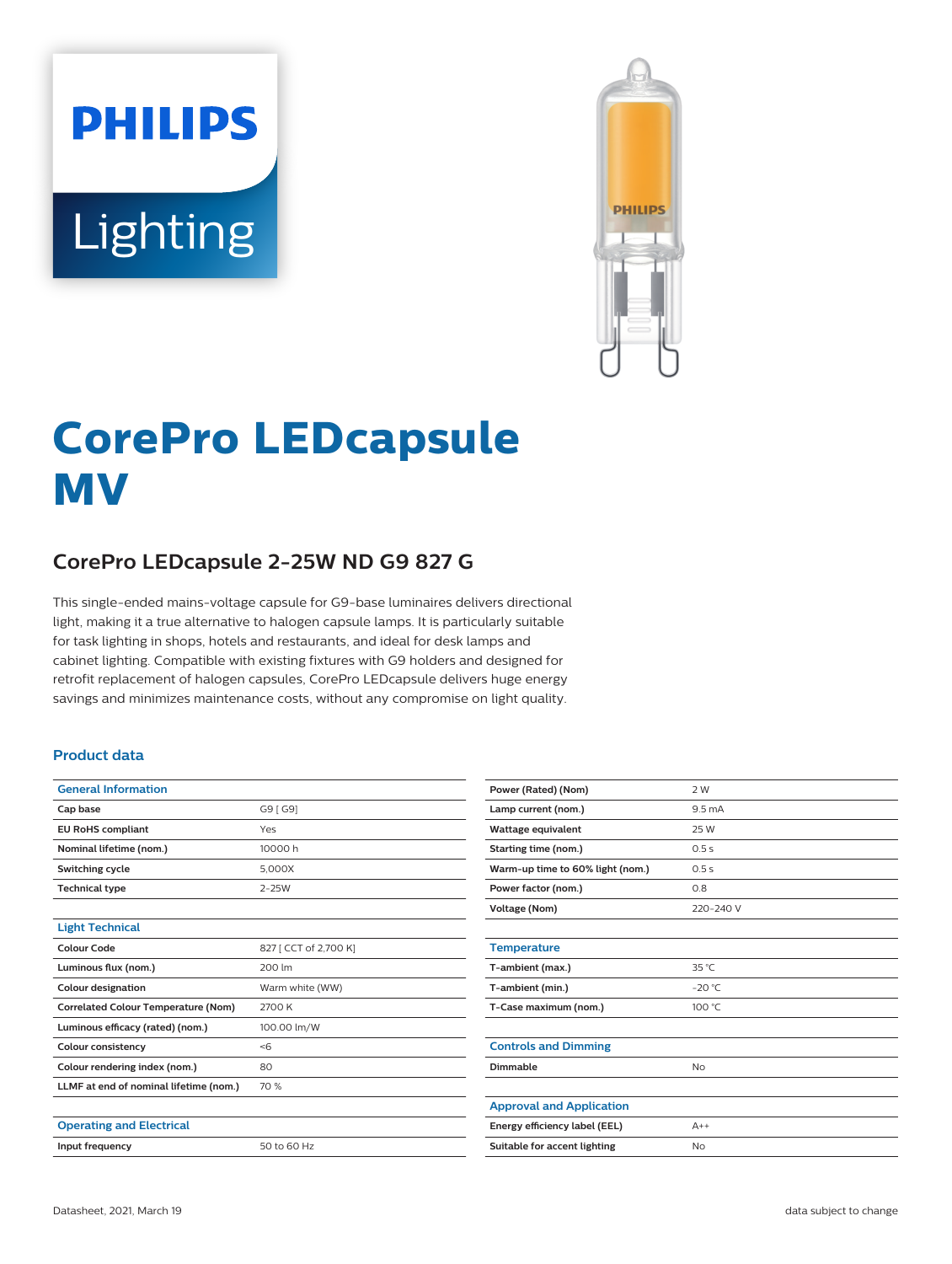PHILIPS

Lighting

# CorePro LEDcapsule MV

## CorePro LEDcapsule 2-25W ND G9 827 G

This single-ended mains-voltage capsule for G9-base luminaires delivers directional light, making it a true alternative to halogen capsule lamps. It is particularly suitable for task lighting in shops, hotels and restaurants, and ideal for desk lamps and cabinet lighting. Compatible with existing fixtures with G9 holders and designed for retrofit replacement of halogen capsules, CorePro LEDcapsule delivers huge energy savings and minimizes maintenance costs, without any compromise on light quality.

### Product data

| General Information | |
|---|---|
| Cap base | G9 [ G9] |
| EU RoHS compliant | Yes |
| Nominal lifetime (nom.) | 10000 h |
| Switching cycle | 5,000X |
| Technical type | 2-25W |

| Light Technical | |
|---|---|
| Colour Code | 827 [ CCT of 2,700 K] |
| Luminous flux (nom.) | 200 lm |
| Colour designation | Warm white (WW) |
| Correlated Colour Temperature (Nom) | 2700 K |
| Luminous efficacy (rated) (nom.) | 100.00 lm/W |
| Colour consistency | <6 |
| Colour rendering index (nom.) | 80 |
| LLMF at end of nominal lifetime (nom.) | 70 % |

| Operating and Electrical | |
|---|---|
| Input frequency | 50 to 60 Hz |
| Power (Rated) (Nom) | 2 W |
| Lamp current (nom.) | 9.5 mA |
| Wattage equivalent | 25 W |
| Starting time (nom.) | 0.5 s |
| Warm-up time to 60% light (nom.) | 0.5 s |
| Power factor (nom.) | 0.8 |
| Voltage (Nom) | 220-240 V |

| Temperature | |
|---|---|
| T-ambient (max.) | 35 °C |
| T-ambient (min.) | -20 °C |
| T-Case maximum (nom.) | 100 °C |

| Controls and Dimming | |
|---|---|
| Dimmable | No |

| Approval and Application | |
|---|---|
| Energy efficiency label (EEL) | A++ |
| Suitable for accent lighting | No |

Datasheet, 2021, March 19

data subject to change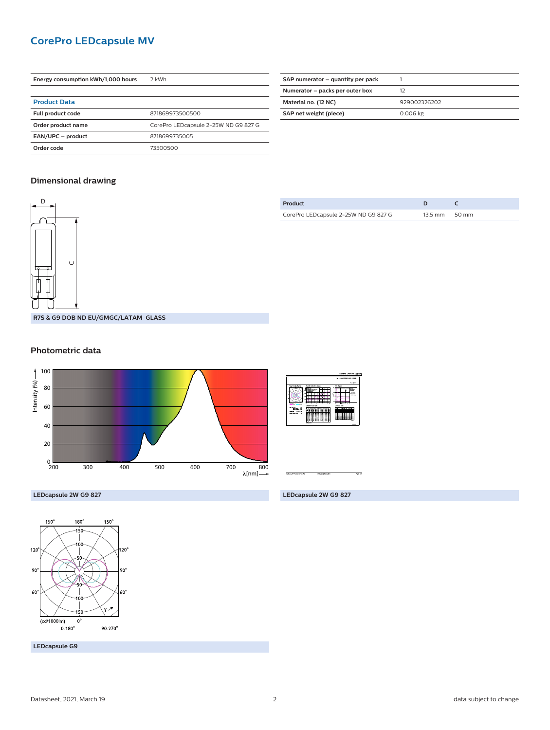## CorePro LEDcapsule MV

| Energy consumption kWh/1,000 hours | 2 kWh |
|---|---|

### Product Data

| | |
|---|---|
| Full product code | 871869973500500 |
| Order product name | CorePro LEDcapsule 2-25W ND G9 827 G |
| EAN/UPC – product | 8718699735005 |
| Order code | 73500500 |

| | |
|---|---|
| SAP numerator – quantity per pack | 1 |
| Numerator – packs per outer box | 12 |
| Material no. (12 NC) | 929002326202 |
| SAP net weight (piece) | 0.006 kg |

### Dimensional drawing

R7S & G9 DOB ND EU/GMGC/LATAM GLASS

| Product | D | C |
|---|---|---|
| CorePro LEDcapsule 2-25W ND G9 827 G | 13.5 mm | 50 mm |

### Photometric data

LEDcapsule 2W G9 827

LEDcapsule 2W G9 827

LEDcapsule G9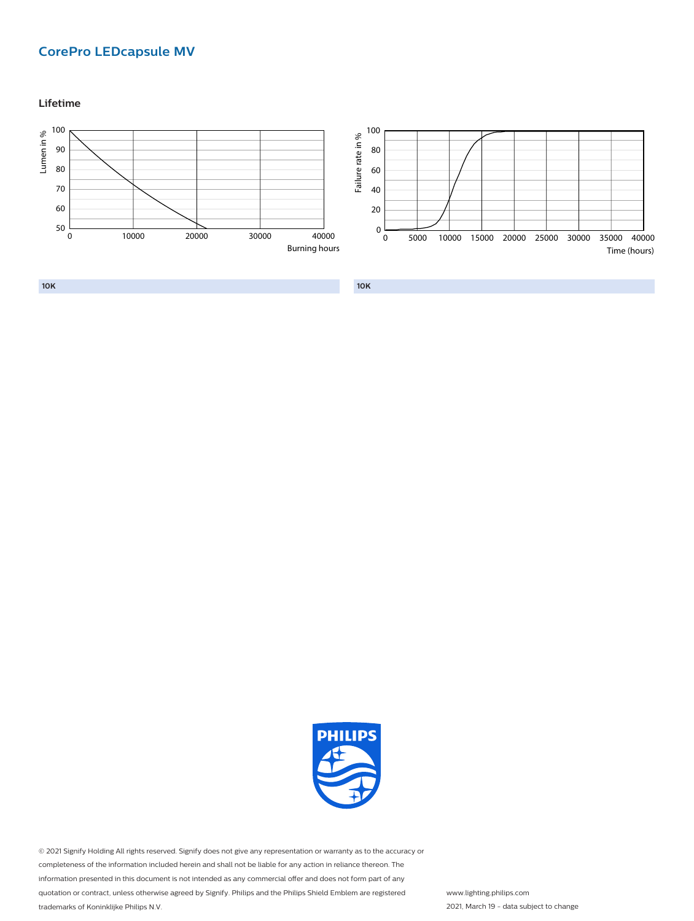# CorePro LEDcapsule MV

## Lifetime

Lumen in %
100
90
80
70
60
50
0
10000
20000
30000
40000
Burning hours

10K

Failure rate in %
100
80
60
40
20
0
0
5000
10000
15000
20000
25000
30000
35000
40000
Time (hours)

10K

© 2021 Signify Holding All rights reserved. Signify does not give any representation or warranty as to the accuracy or completeness of the information included herein and shall not be liable for any action in reliance thereon. The information presented in this document is not intended as any commercial offer and does not form part of any quotation or contract, unless otherwise agreed by Signify. Philips and the Philips Shield Emblem are registered trademarks of Koninklijke Philips N.V.

www.lighting.philips.com

2021, March 19 - data subject to change